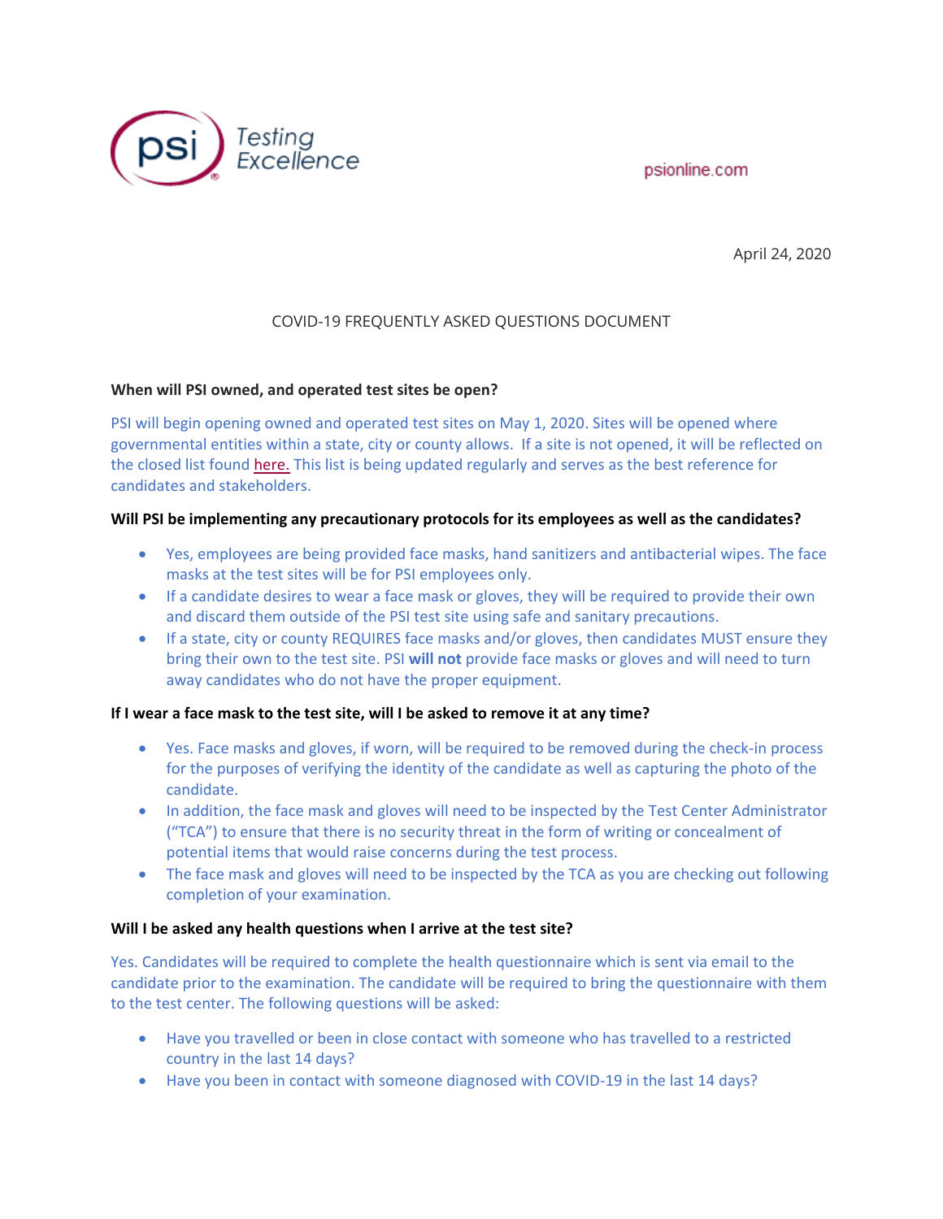psi Testing Excellence

psionline.com

April 24, 2020

# COVID-19 FREQUENTLY ASKED QUESTIONS DOCUMENT

**When will PSI owned, and operated test sites be open?**

PSI will begin opening owned and operated test sites on May 1, 2020. Sites will be opened where governmental entities within a state, city or county allows. If a site is not opened, it will be reflected on the closed list found here. This list is being updated regularly and serves as the best reference for candidates and stakeholders.

**Will PSI be implementing any precautionary protocols for its employees as well as the candidates?**

- Yes, employees are being provided face masks, hand sanitizers and antibacterial wipes. The face masks at the test sites will be for PSI employees only.
- If a candidate desires to wear a face mask or gloves, they will be required to provide their own and discard them outside of the PSI test site using safe and sanitary precautions.
- If a state, city or county REQUIRES face masks and/or gloves, then candidates MUST ensure they bring their own to the test site. PSI **will not** provide face masks or gloves and will need to turn away candidates who do not have the proper equipment.

**If I wear a face mask to the test site, will I be asked to remove it at any time?**

- Yes. Face masks and gloves, if worn, will be required to be removed during the check-in process for the purposes of verifying the identity of the candidate as well as capturing the photo of the candidate.
- In addition, the face mask and gloves will need to be inspected by the Test Center Administrator ("TCA") to ensure that there is no security threat in the form of writing or concealment of potential items that would raise concerns during the test process.
- The face mask and gloves will need to be inspected by the TCA as you are checking out following completion of your examination.

**Will I be asked any health questions when I arrive at the test site?**

Yes. Candidates will be required to complete the health questionnaire which is sent via email to the candidate prior to the examination. The candidate will be required to bring the questionnaire with them to the test center. The following questions will be asked:

- Have you travelled or been in close contact with someone who has travelled to a restricted country in the last 14 days?
- Have you been in contact with someone diagnosed with COVID-19 in the last 14 days?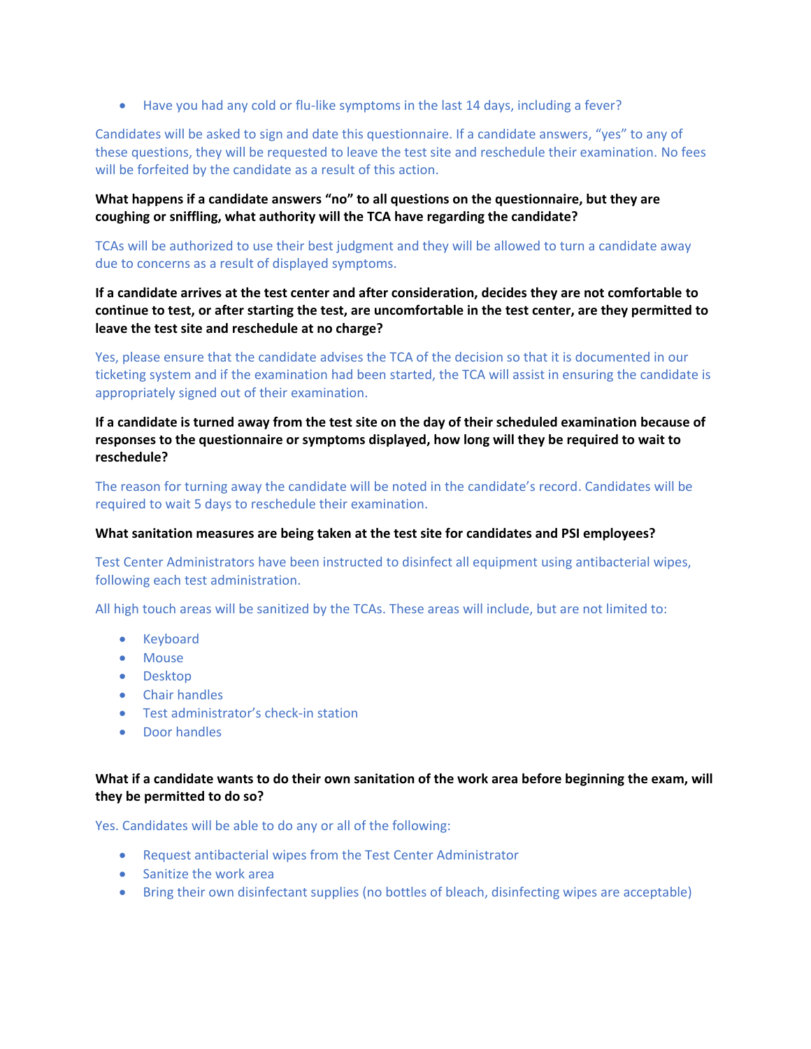- Have you had any cold or flu-like symptoms in the last 14 days, including a fever?

Candidates will be asked to sign and date this questionnaire. If a candidate answers, "yes" to any of these questions, they will be requested to leave the test site and reschedule their examination. No fees will be forfeited by the candidate as a result of this action.

**What happens if a candidate answers "no" to all questions on the questionnaire, but they are coughing or sniffling, what authority will the TCA have regarding the candidate?**

TCAs will be authorized to use their best judgment and they will be allowed to turn a candidate away due to concerns as a result of displayed symptoms.

**If a candidate arrives at the test center and after consideration, decides they are not comfortable to continue to test, or after starting the test, are uncomfortable in the test center, are they permitted to leave the test site and reschedule at no charge?**

Yes, please ensure that the candidate advises the TCA of the decision so that it is documented in our ticketing system and if the examination had been started, the TCA will assist in ensuring the candidate is appropriately signed out of their examination.

**If a candidate is turned away from the test site on the day of their scheduled examination because of responses to the questionnaire or symptoms displayed, how long will they be required to wait to reschedule?**

The reason for turning away the candidate will be noted in the candidate's record. Candidates will be required to wait 5 days to reschedule their examination.

**What sanitation measures are being taken at the test site for candidates and PSI employees?**

Test Center Administrators have been instructed to disinfect all equipment using antibacterial wipes, following each test administration.

All high touch areas will be sanitized by the TCAs. These areas will include, but are not limited to:

- Keyboard
- Mouse
- Desktop
- Chair handles
- Test administrator's check-in station
- Door handles

**What if a candidate wants to do their own sanitation of the work area before beginning the exam, will they be permitted to do so?**

Yes. Candidates will be able to do any or all of the following:

- Request antibacterial wipes from the Test Center Administrator
- Sanitize the work area
- Bring their own disinfectant supplies (no bottles of bleach, disinfecting wipes are acceptable)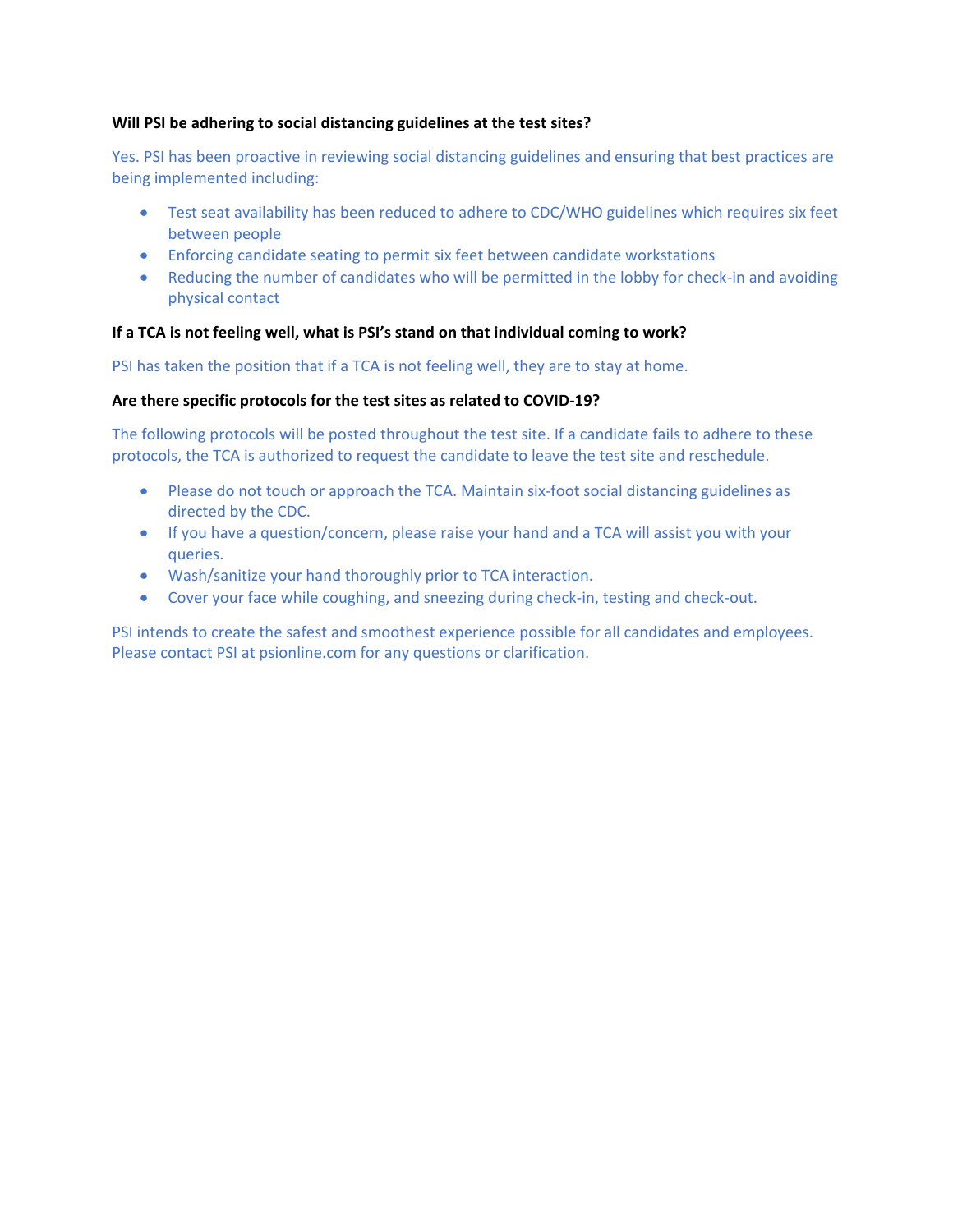**Will PSI be adhering to social distancing guidelines at the test sites?**

Yes. PSI has been proactive in reviewing social distancing guidelines and ensuring that best practices are being implemented including:

- Test seat availability has been reduced to adhere to CDC/WHO guidelines which requires six feet between people
- Enforcing candidate seating to permit six feet between candidate workstations
- Reducing the number of candidates who will be permitted in the lobby for check-in and avoiding physical contact

**If a TCA is not feeling well, what is PSI's stand on that individual coming to work?**

PSI has taken the position that if a TCA is not feeling well, they are to stay at home.

**Are there specific protocols for the test sites as related to COVID-19?**

The following protocols will be posted throughout the test site. If a candidate fails to adhere to these protocols, the TCA is authorized to request the candidate to leave the test site and reschedule.

- Please do not touch or approach the TCA. Maintain six-foot social distancing guidelines as directed by the CDC.
- If you have a question/concern, please raise your hand and a TCA will assist you with your queries.
- Wash/sanitize your hand thoroughly prior to TCA interaction.
- Cover your face while coughing, and sneezing during check-in, testing and check-out.

PSI intends to create the safest and smoothest experience possible for all candidates and employees. Please contact PSI at psionline.com for any questions or clarification.